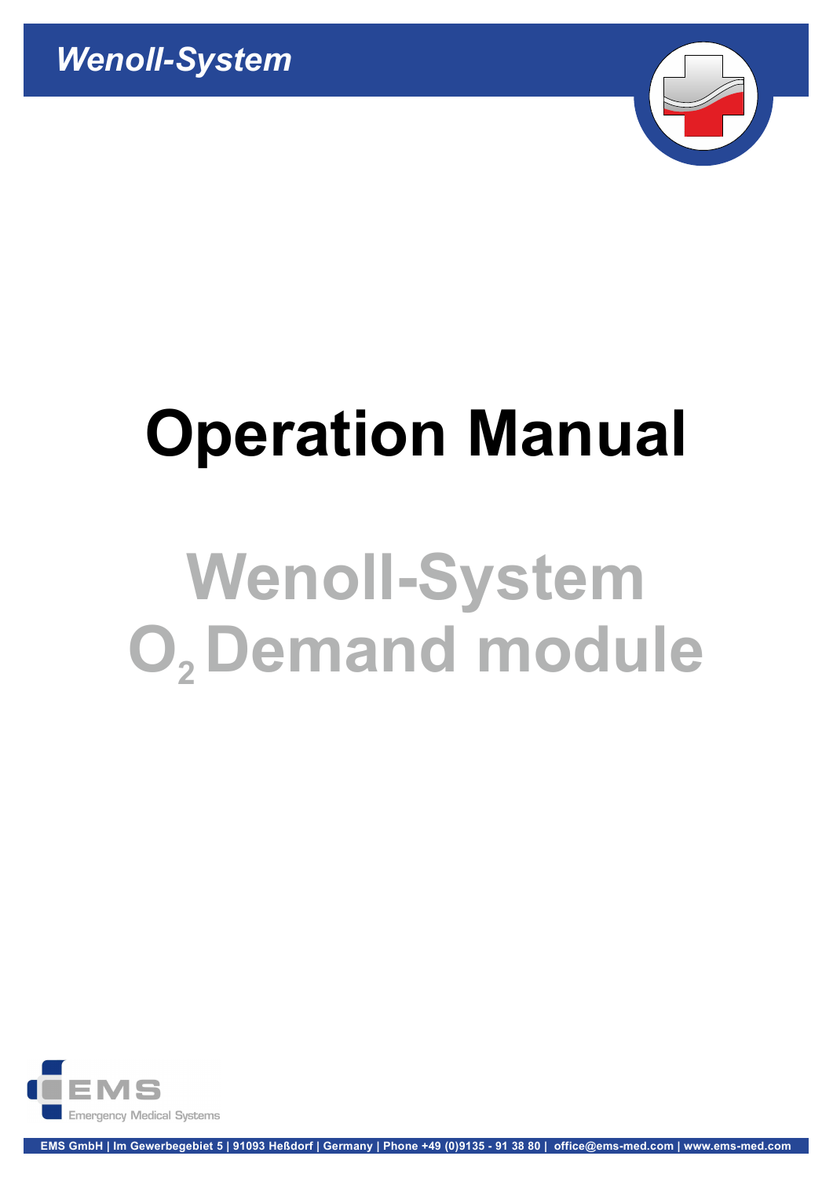*Wenoll-System*

# Operation Manual

# Wenoll-System $O_2$ Demand module

EMS
Emergency Medical Systems

EMS GmbH | Im Gewerbegebiet 5 | 91093 Heßdorf | Germany | Phone +49 (0)9135 - 91 38 80 | office@ems-med.com | www.ems-med.com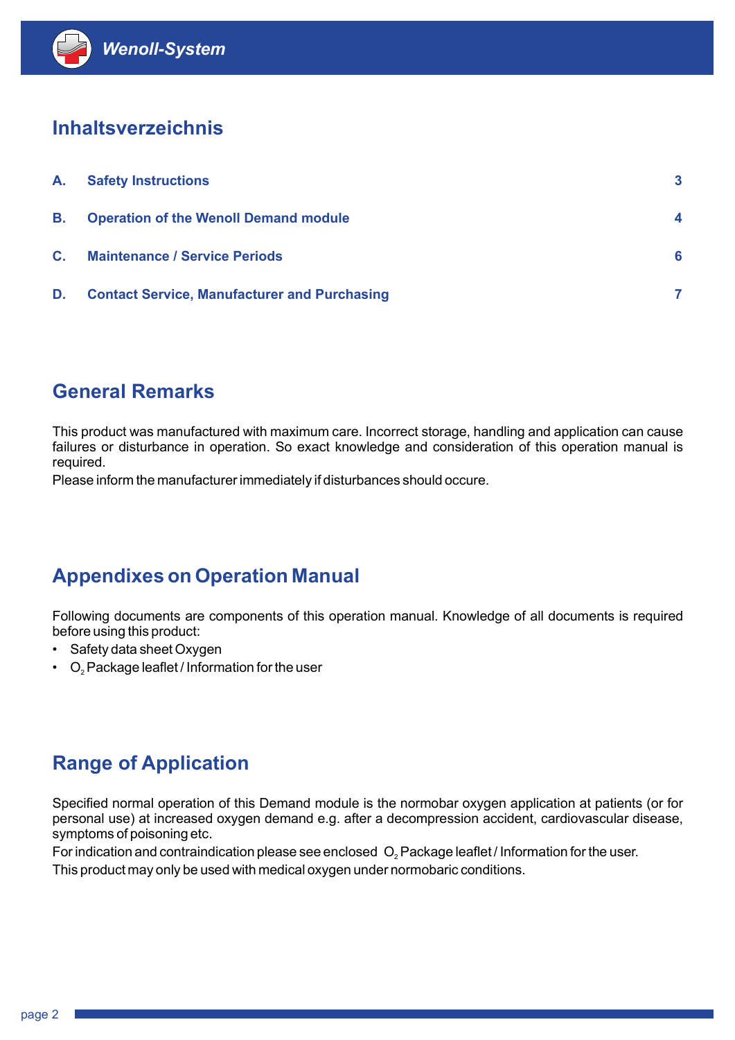## Inhaltsverzeichnis

| | | |
|---|---|---|
| **A.** | **Safety Instructions** | **3** |
| **B.** | **Operation of the Wenoll Demand module** | **4** |
| **C.** | **Maintenance / Service Periods** | **6** |
| **D.** | **Contact Service, Manufacturer and Purchasing** | **7** |

## General Remarks

This product was manufactured with maximum care. Incorrect storage, handling and application can cause failures or disturbance in operation. So exact knowledge and consideration of this operation manual is required.

Please inform the manufacturer immediately if disturbances should occure.

## Appendixes on Operation Manual

Following documents are components of this operation manual. Knowledge of all documents is required before using this product:

- Safety data sheet Oxygen
- $O_2$ Package leaflet / Information for the user

## Range of Application

Specified normal operation of this Demand module is the normobar oxygen application at patients (or for personal use) at increased oxygen demand e.g. after a decompression accident, cardiovascular disease, symptoms of poisoning etc.

For indication and contraindication please see enclosed $O_2$ Package leaflet / Information for the user.

This product may only be used with medical oxygen under normobaric conditions.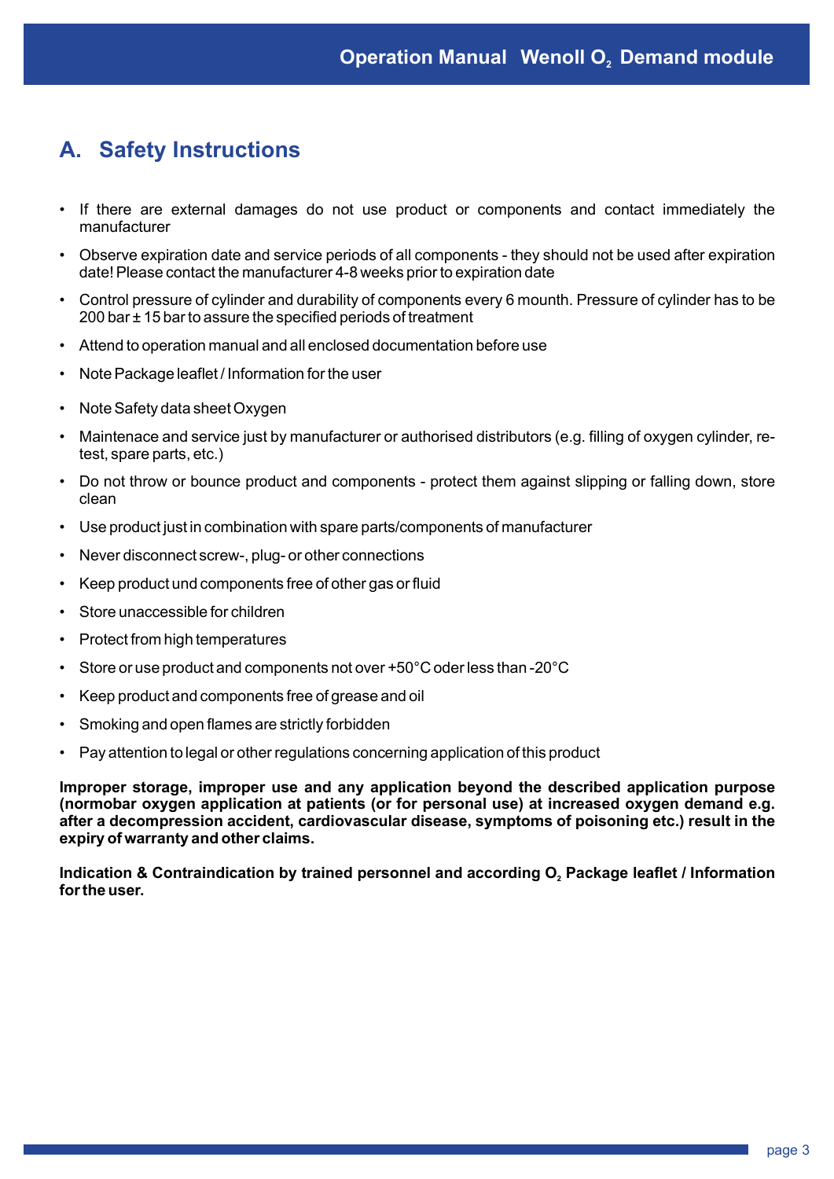## A. Safety Instructions

- If there are external damages do not use product or components and contact immediately the manufacturer
- Observe expiration date and service periods of all components - they should not be used after expiration date! Please contact the manufacturer 4-8 weeks prior to expiration date
- Control pressure of cylinder and durability of components every 6 mounth. Pressure of cylinder has to be 200 bar ± 15 bar to assure the specified periods of treatment
- Attend to operation manual and all enclosed documentation before use
- Note Package leaflet / Information for the user
- Note Safety data sheet Oxygen
- Maintenace and service just by manufacturer or authorised distributors (e.g. filling of oxygen cylinder, re-test, spare parts, etc.)
- Do not throw or bounce product and components - protect them against slipping or falling down, store clean
- Use product just in combination with spare parts/components of manufacturer
- Never disconnect screw-, plug- or other connections
- Keep product und components free of other gas or fluid
- Store unaccessible for children
- Protect from high temperatures
- Store or use product and components not over +50°C oder less than -20°C
- Keep product and components free of grease and oil
- Smoking and open flames are strictly forbidden
- Pay attention to legal or other regulations concerning application of this product

**Improper storage, improper use and any application beyond the described application purpose (normobar oxygen application at patients (or for personal use) at increased oxygen demand e.g. after a decompression accident, cardiovascular disease, symptoms of poisoning etc.) result in the expiry of warranty and other claims.**

**Indication & Contraindication by trained personnel and according $O_2$ Package leaflet / Information for the user.**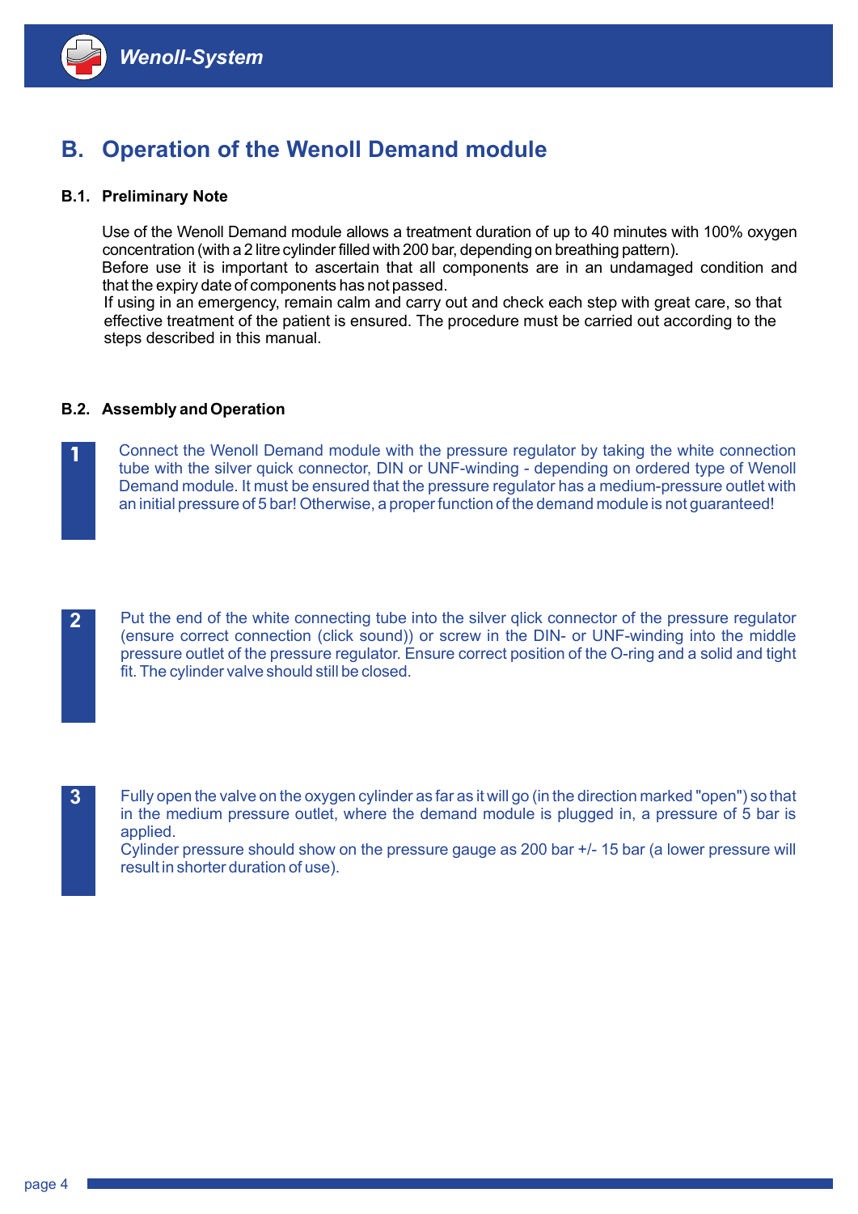## B. Operation of the Wenoll Demand module

### B.1. Preliminary Note

Use of the Wenoll Demand module allows a treatment duration of up to 40 minutes with 100% oxygen concentration (with a 2 litre cylinder filled with 200 bar, depending on breathing pattern).
Before use it is important to ascertain that all components are in an undamaged condition and that the expiry date of components has not passed.
If using in an emergency, remain calm and carry out and check each step with great care, so that effective treatment of the patient is ensured. The procedure must be carried out according to the steps described in this manual.

### B.2. Assembly and Operation

**1** Connect the Wenoll Demand module with the pressure regulator by taking the white connection tube with the silver quick connector, DIN or UNF-winding - depending on ordered type of Wenoll Demand module. It must be ensured that the pressure regulator has a medium-pressure outlet with an initial pressure of 5 bar! Otherwise, a proper function of the demand module is not guaranteed!

**2** Put the end of the white connecting tube into the silver qlick connector of the pressure regulator (ensure correct connection (click sound)) or screw in the DIN- or UNF-winding into the middle pressure outlet of the pressure regulator. Ensure correct position of the O-ring and a solid and tight fit. The cylinder valve should still be closed.

**3** Fully open the valve on the oxygen cylinder as far as it will go (in the direction marked "open") so that in the medium pressure outlet, where the demand module is plugged in, a pressure of 5 bar is applied.
Cylinder pressure should show on the pressure gauge as 200 bar +/- 15 bar (a lower pressure will result in shorter duration of use).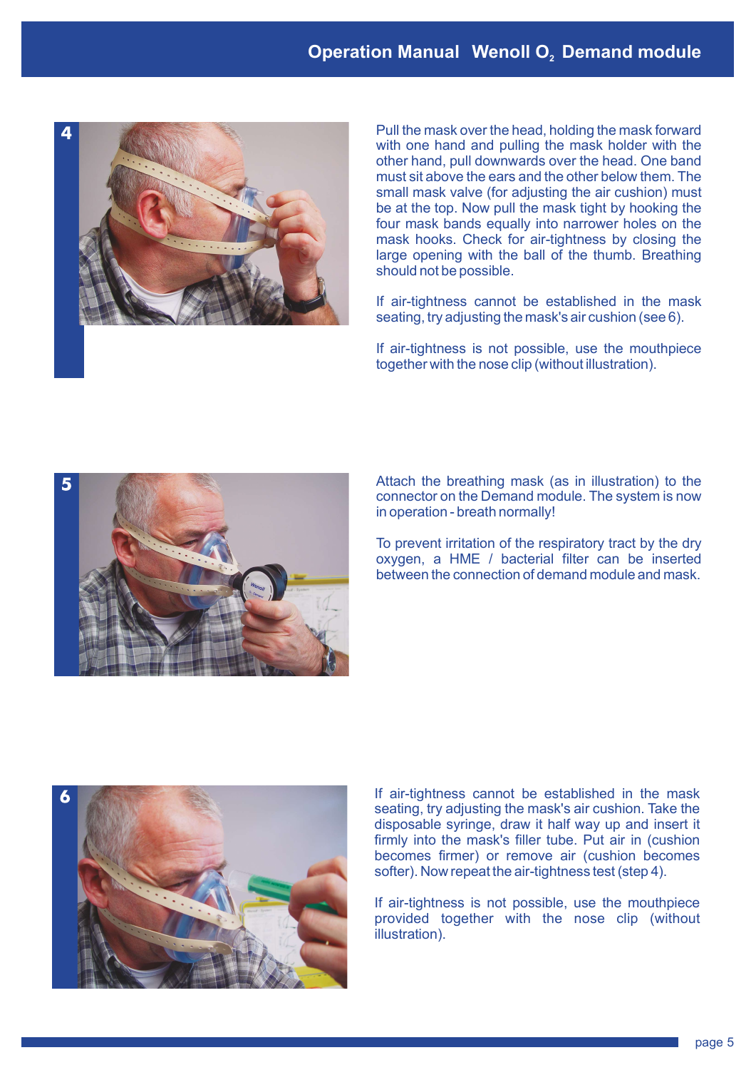**4**

Pull the mask over the head, holding the mask forward with one hand and pulling the mask holder with the other hand, pull downwards over the head. One band must sit above the ears and the other below them. The small mask valve (for adjusting the air cushion) must be at the top. Now pull the mask tight by hooking the four mask bands equally into narrower holes on the mask hooks. Check for air-tightness by closing the large opening with the ball of the thumb. Breathing should not be possible.

If air-tightness cannot be established in the mask seating, try adjusting the mask's air cushion (see 6).

If air-tightness is not possible, use the mouthpiece together with the nose clip (without illustration).

**5**

Attach the breathing mask (as in illustration) to the connector on the Demand module. The system is now in operation - breath normally!

To prevent irritation of the respiratory tract by the dry oxygen, a HME / bacterial filter can be inserted between the connection of demand module and mask.

**6**

If air-tightness cannot be established in the mask seating, try adjusting the mask's air cushion. Take the disposable syringe, draw it half way up and insert it firmly into the mask's filler tube. Put air in (cushion becomes firmer) or remove air (cushion becomes softer). Now repeat the air-tightness test (step 4).

If air-tightness is not possible, use the mouthpiece provided together with the nose clip (without illustration).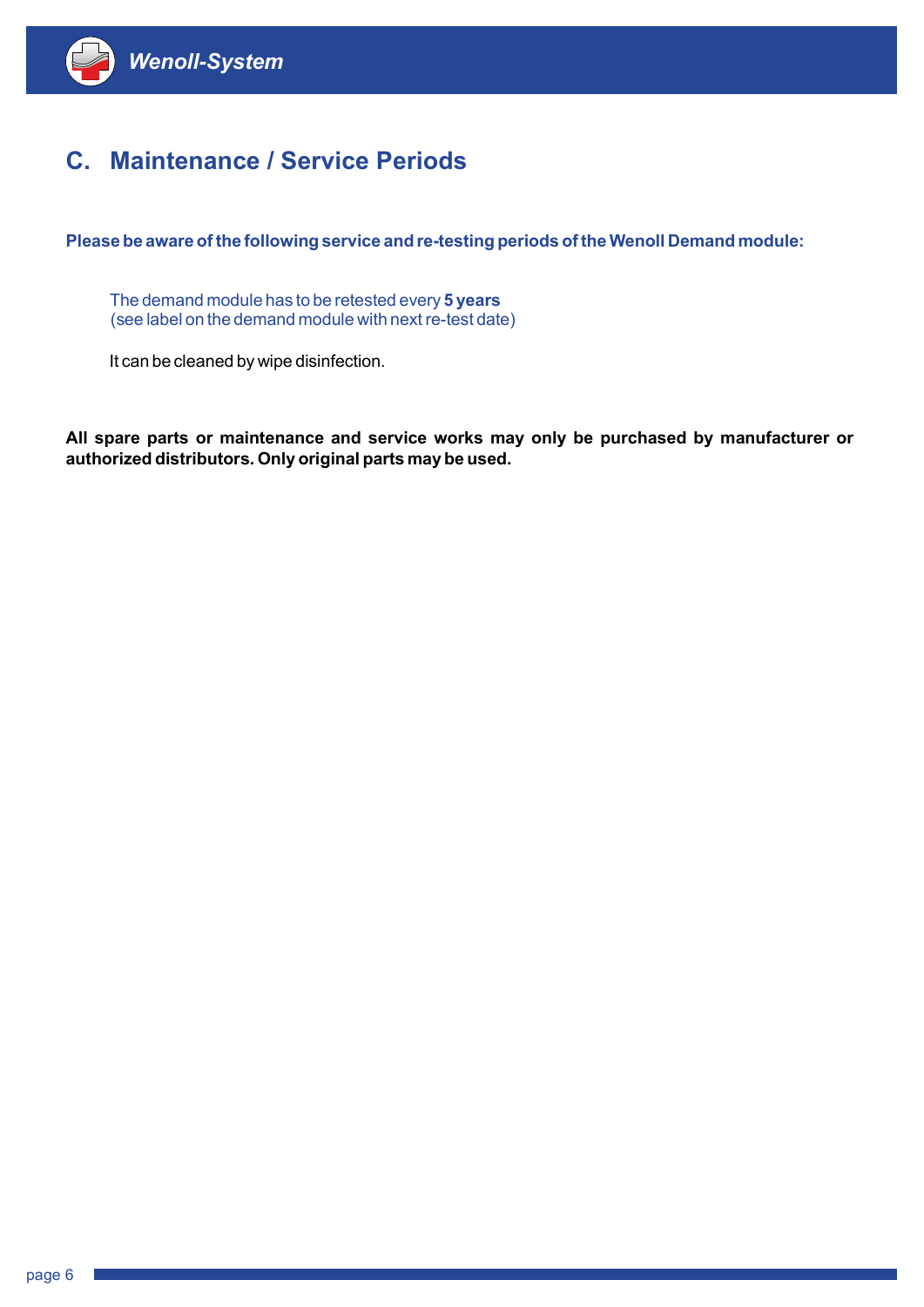## C. Maintenance / Service Periods

**Please be aware of the following service and re-testing periods of the Wenoll Demand module:**

The demand module has to be retested every **5 years**
(see label on the demand module with next re-test date)

It can be cleaned by wipe disinfection.

**All spare parts or maintenance and service works may only be purchased by manufacturer or authorized distributors. Only original parts may be used.**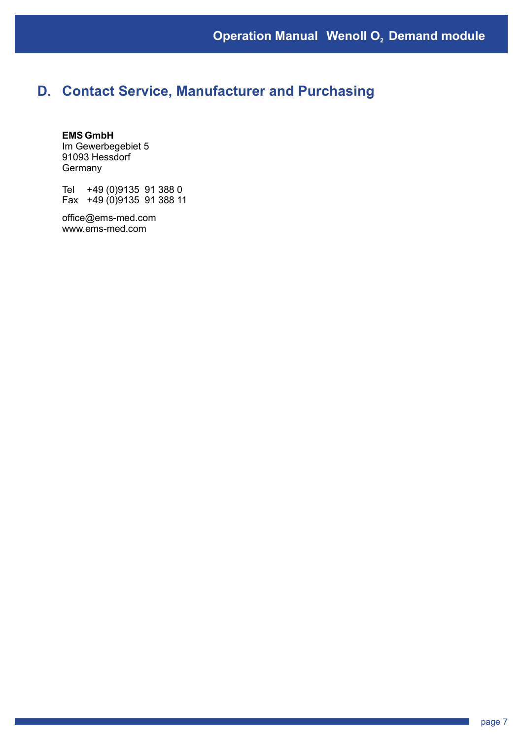## D. Contact Service, Manufacturer and Purchasing

**EMS GmbH**
Im Gewerbegebiet 5
91093 Hessdorf
Germany

Tel +49 (0)9135 91 388 0
Fax +49 (0)9135 91 388 11

office@ems-med.com
www.ems-med.com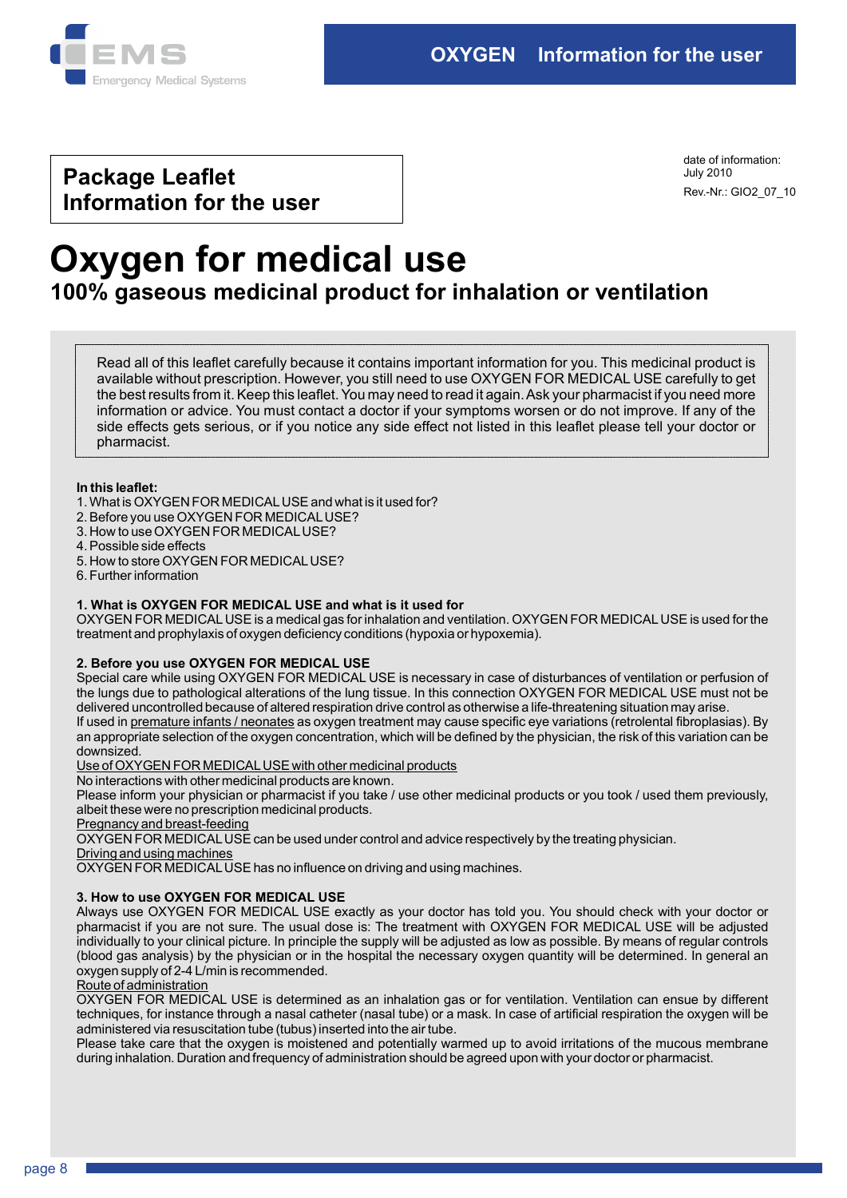EMS Emergency Medical Systems

**OXYGEN Information for the user**

**Package Leaflet**
**Information for the user**

date of information:
July 2010

Rev.-Nr.: GIO2_07_10

# Oxygen for medical use

## 100% gaseous medicinal product for inhalation or ventilation

Read all of this leaflet carefully because it contains important information for you. This medicinal product is available without prescription. However, you still need to use OXYGEN FOR MEDICAL USE carefully to get the best results from it. Keep this leaflet. You may need to read it again. Ask your pharmacist if you need more information or advice. You must contact a doctor if your symptoms worsen or do not improve. If any of the side effects gets serious, or if you notice any side effect not listed in this leaflet please tell your doctor or pharmacist.

**In this leaflet:**

1. What is OXYGEN FOR MEDICAL USE and what is it used for?
2. Before you use OXYGEN FOR MEDICAL USE?
3. How to use OXYGEN FOR MEDICAL USE?
4. Possible side effects
5. How to store OXYGEN FOR MEDICAL USE?
6. Further information

**1. What is OXYGEN FOR MEDICAL USE and what is it used for**

OXYGEN FOR MEDICAL USE is a medical gas for inhalation and ventilation. OXYGEN FOR MEDICAL USE is used for the treatment and prophylaxis of oxygen deficiency conditions (hypoxia or hypoxemia).

**2. Before you use OXYGEN FOR MEDICAL USE**

Special care while using OXYGEN FOR MEDICAL USE is necessary in case of disturbances of ventilation or perfusion of the lungs due to pathological alterations of the lung tissue. In this connection OXYGEN FOR MEDICAL USE must not be delivered uncontrolled because of altered respiration drive control as otherwise a life-threatening situation may arise.
If used in premature infants / neonates as oxygen treatment may cause specific eye variations (retrolental fibroplasias). By an appropriate selection of the oxygen concentration, which will be defined by the physician, the risk of this variation can be downsized.

Use of OXYGEN FOR MEDICAL USE with other medicinal products

No interactions with other medicinal products are known.
Please inform your physician or pharmacist if you take / use other medicinal products or you took / used them previously, albeit these were no prescription medicinal products.

Pregnancy and breast-feeding

OXYGEN FOR MEDICAL USE can be used under control and advice respectively by the treating physician.

Driving and using machines

OXYGEN FOR MEDICAL USE has no influence on driving and using machines.

**3. How to use OXYGEN FOR MEDICAL USE**

Always use OXYGEN FOR MEDICAL USE exactly as your doctor has told you. You should check with your doctor or pharmacist if you are not sure. The usual dose is: The treatment with OXYGEN FOR MEDICAL USE will be adjusted individually to your clinical picture. In principle the supply will be adjusted as low as possible. By means of regular controls (blood gas analysis) by the physician or in the hospital the necessary oxygen quantity will be determined. In general an oxygen supply of 2-4 L/min is recommended.

Route of administration

OXYGEN FOR MEDICAL USE is determined as an inhalation gas or for ventilation. Ventilation can ensue by different techniques, for instance through a nasal catheter (nasal tube) or a mask. In case of artificial respiration the oxygen will be administered via resuscitation tube (tubus) inserted into the air tube.
Please take care that the oxygen is moistened and potentially warmed up to avoid irritations of the mucous membrane during inhalation. Duration and frequency of administration should be agreed upon with your doctor or pharmacist.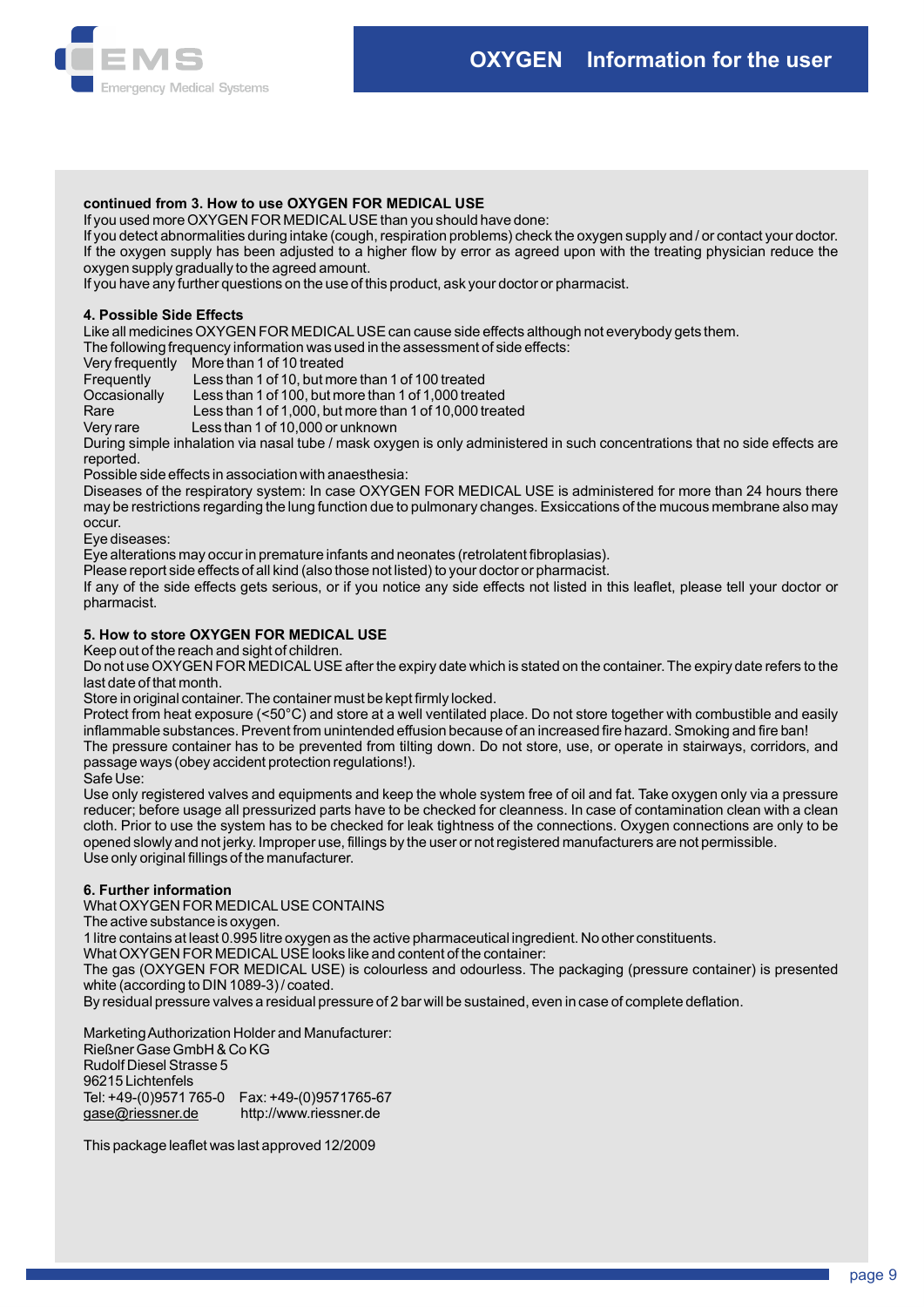**continued from 3. How to use OXYGEN FOR MEDICAL USE**

If you used more OXYGEN FOR MEDICAL USE than you should have done:
If you detect abnormalities during intake (cough, respiration problems) check the oxygen supply and / or contact your doctor. If the oxygen supply has been adjusted to a higher flow by error as agreed upon with the treating physician reduce the oxygen supply gradually to the agreed amount.
If you have any further questions on the use of this product, ask your doctor or pharmacist.

## 4. Possible Side Effects

Like all medicines OXYGEN FOR MEDICAL USE can cause side effects although not everybody gets them.
The following frequency information was used in the assessment of side effects:

| | |
|---|---|
| Very frequently | More than 1 of 10 treated |
| Frequently | Less than 1 of 10, but more than 1 of 100 treated |
| Occasionally | Less than 1 of 100, but more than 1 of 1,000 treated |
| Rare | Less than 1 of 1,000, but more than 1 of 10,000 treated |
| Very rare | Less than 1 of 10,000 or unknown |

During simple inhalation via nasal tube / mask oxygen is only administered in such concentrations that no side effects are reported.
Possible side effects in association with anaesthesia:
Diseases of the respiratory system: In case OXYGEN FOR MEDICAL USE is administered for more than 24 hours there may be restrictions regarding the lung function due to pulmonary changes. Exsiccations of the mucous membrane also may occur.
Eye diseases:
Eye alterations may occur in premature infants and neonates (retrolatent fibroplasias).
Please report side effects of all kind (also those not listed) to your doctor or pharmacist.
If any of the side effects gets serious, or if you notice any side effects not listed in this leaflet, please tell your doctor or pharmacist.

## 5. How to store OXYGEN FOR MEDICAL USE

Keep out of the reach and sight of children.
Do not use OXYGEN FOR MEDICAL USE after the expiry date which is stated on the container. The expiry date refers to the last date of that month.
Store in original container. The container must be kept firmly locked.
Protect from heat exposure (<50°C) and store at a well ventilated place. Do not store together with combustible and easily inflammable substances. Prevent from unintended effusion because of an increased fire hazard. Smoking and fire ban!
The pressure container has to be prevented from tilting down. Do not store, use, or operate in stairways, corridors, and passage ways (obey accident protection regulations!).
Safe Use:
Use only registered valves and equipments and keep the whole system free of oil and fat. Take oxygen only via a pressure reducer; before usage all pressurized parts have to be checked for cleanness. In case of contamination clean with a clean cloth. Prior to use the system has to be checked for leak tightness of the connections. Oxygen connections are only to be opened slowly and not jerky. Improper use, fillings by the user or not registered manufacturers are not permissible.
Use only original fillings of the manufacturer.

## 6. Further information

What OXYGEN FOR MEDICAL USE CONTAINS
The active substance is oxygen.
1 litre contains at least 0.995 litre oxygen as the active pharmaceutical ingredient. No other constituents.
What OXYGEN FOR MEDICAL USE looks like and content of the container:
The gas (OXYGEN FOR MEDICAL USE) is colourless and odourless. The packaging (pressure container) is presented white (according to DIN 1089-3) / coated.
By residual pressure valves a residual pressure of 2 bar will be sustained, even in case of complete deflation.

Marketing Authorization Holder and Manufacturer:
Rießner Gase GmbH & Co KG
Rudolf Diesel Strasse 5
96215 Lichtenfels
Tel: +49-(0)9571 765-0 Fax: +49-(0)9571765-67
gase@riessner.de http://www.riessner.de

This package leaflet was last approved 12/2009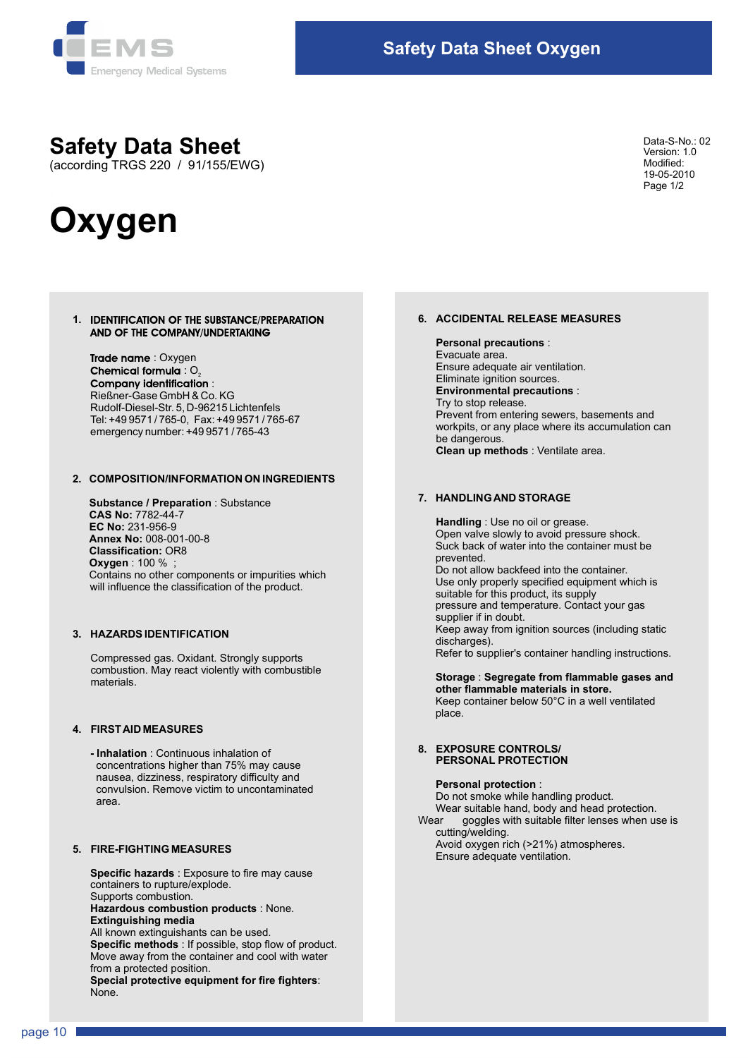# Safety Data Sheet

(according TRGS 220 / 91/155/EWG)

Data-S-No.: 02
Version: 1.0
Modified:
19-05-2010
Page 1/2

# Oxygen

## 1. IDENTIFICATION OF THE SUBSTANCE/PREPARATION AND OF THE COMPANY/UNDERTAKING

**Trade name** : Oxygen
**Chemical formula** : $O_2$
**Company identification** :
Rießner-Gase GmbH & Co. KG
Rudolf-Diesel-Str. 5, D-96215 Lichtenfels
Tel: +49 9571 / 765-0, Fax: +49 9571 / 765-67
emergency number: +49 9571 / 765-43

## 2. COMPOSITION/INFORMATION ON INGREDIENTS

**Substance / Preparation** : Substance
**CAS No:** 7782-44-7
**EC No:** 231-956-9
**Annex No:** 008-001-00-8
**Classification:** OR8
**Oxygen** : 100 % ;
Contains no other components or impurities which will influence the classification of the product.

## 3. HAZARDS IDENTIFICATION

Compressed gas. Oxidant. Strongly supports combustion. May react violently with combustible materials.

## 4. FIRST AID MEASURES

- **Inhalation** : Continuous inhalation of concentrations higher than 75% may cause nausea, dizziness, respiratory difficulty and convulsion. Remove victim to uncontaminated area.

## 5. FIRE-FIGHTING MEASURES

**Specific hazards** : Exposure to fire may cause containers to rupture/explode.
Supports combustion.
**Hazardous combustion products** : None.
**Extinguishing media**
All known extinguishants can be used.
**Specific methods** : If possible, stop flow of product.
Move away from the container and cool with water from a protected position.
**Special protective equipment for fire fighters**:
None.

## 6. ACCIDENTAL RELEASE MEASURES

**Personal precautions** :
Evacuate area.
Ensure adequate air ventilation.
Eliminate ignition sources.
**Environmental precautions** :
Try to stop release.
Prevent from entering sewers, basements and workpits, or any place where its accumulation can be dangerous.
**Clean up methods** : Ventilate area.

## 7. HANDLING AND STORAGE

**Handling** : Use no oil or grease.
Open valve slowly to avoid pressure shock.
Suck back of water into the container must be prevented.
Do not allow backfeed into the container.
Use only properly specified equipment which is suitable for this product, its supply pressure and temperature. Contact your gas supplier if in doubt.
Keep away from ignition sources (including static discharges).
Refer to supplier's container handling instructions.

**Storage** : **Segregate from flammable gases and other flammable materials in store.**
Keep container below 50°C in a well ventilated place.

## 8. EXPOSURE CONTROLS/ PERSONAL PROTECTION

**Personal protection** :
Do not smoke while handling product.
Wear suitable hand, body and head protection.
Wear goggles with suitable filter lenses when use is cutting/welding.
Avoid oxygen rich (>21%) atmospheres.
Ensure adequate ventilation.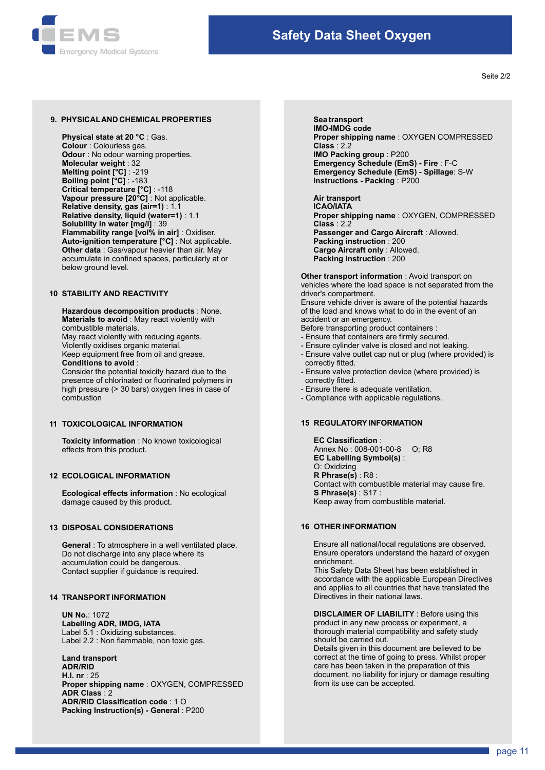## 9. PHYSICAL AND CHEMICAL PROPERTIES

**Physical state at 20 °C** : Gas.
**Colour** : Colourless gas.
**Odour** : No odour warning properties.
**Molecular weight** : 32
**Melting point [°C]** : -219
**Boiling point [°C]** : -183
**Critical temperature [°C]** : -118
**Vapour pressure [20°C]** : Not applicable.
**Relative density, gas (air=1)** : 1.1
**Relative density, liquid (water=1)** : 1.1
**Solubility in water [mg/l]** : 39
**Flammability range [vol% in air]** : Oxidiser.
**Auto-ignition temperature [°C]** : Not applicable.
**Other data** : Gas/vapour heavier than air. May accumulate in confined spaces, particularly at or below ground level.

## 10 STABILITY AND REACTIVITY

**Hazardous decomposition products** : None.
**Materials to avoid** : May react violently with combustible materials.
May react violently with reducing agents.
Violently oxidises organic material.
Keep equipment free from oil and grease.
**Conditions to avoid** :
Consider the potential toxicity hazard due to the presence of chlorinated or fluorinated polymers in high pressure (> 30 bars) oxygen lines in case of combustion

## 11 TOXICOLOGICAL INFORMATION

**Toxicity information** : No known toxicological effects from this product.

## 12 ECOLOGICAL INFORMATION

**Ecological effects information** : No ecological damage caused by this product.

## 13 DISPOSAL CONSIDERATIONS

**General** : To atmosphere in a well ventilated place.
Do not discharge into any place where its accumulation could be dangerous.
Contact supplier if guidance is required.

## 14 TRANSPORT INFORMATION

**UN No.**: 1072
**Labelling ADR, IMDG, IATA**
Label 5.1 : Oxidizing substances.
Label 2.2 : Non flammable, non toxic gas.

**Land transport**
**ADR/RID**
**H.I. nr** : 25
**Proper shipping name** : OXYGEN, COMPRESSED
**ADR Class** : 2
**ADR/RID Classification code** : 1 O
**Packing Instruction(s) - General** : P200

**Sea transport**
**IMO-IMDG code**
**Proper shipping name** : OXYGEN COMPRESSED
**Class** : 2.2
**IMO Packing group** : P200
**Emergency Schedule (EmS) - Fire** : F-C
**Emergency Schedule (EmS) - Spillage**: S-W
**Instructions - Packing** : P200

**Air transport**
**ICAO/IATA**
**Proper shipping name** : OXYGEN, COMPRESSED
**Class** : 2.2
**Passenger and Cargo Aircraft** : Allowed.
**Packing instruction** : 200
**Cargo Aircraft only** : Allowed.
**Packing instruction** : 200

**Other transport information** : Avoid transport on vehicles where the load space is not separated from the driver's compartment.
Ensure vehicle driver is aware of the potential hazards of the load and knows what to do in the event of an accident or an emergency.
Before transporting product containers :
- Ensure that containers are firmly secured.
- Ensure cylinder valve is closed and not leaking.
- Ensure valve outlet cap nut or plug (where provided) is correctly fitted.
- Ensure valve protection device (where provided) is correctly fitted.
- Ensure there is adequate ventilation.
- Compliance with applicable regulations.

## 15 REGULATORY INFORMATION

**EC Classification** :
Annex No : 008-001-00-8 O; R8
**EC Labelling Symbol(s)** :
O: Oxidizing
**R Phrase(s)** : R8 :
Contact with combustible material may cause fire.
**S Phrase(s)** : S17 :
Keep away from combustible material.

## 16 OTHER INFORMATION

Ensure all national/local regulations are observed.
Ensure operators understand the hazard of oxygen enrichment.
This Safety Data Sheet has been established in accordance with the applicable European Directives and applies to all countries that have translated the Directives in their national laws.

**DISCLAIMER OF LIABILITY** : Before using this product in any new process or experiment, a thorough material compatibility and safety study should be carried out.
Details given in this document are believed to be correct at the time of going to press. Whilst proper care has been taken in the preparation of this document, no liability for injury or damage resulting from its use can be accepted.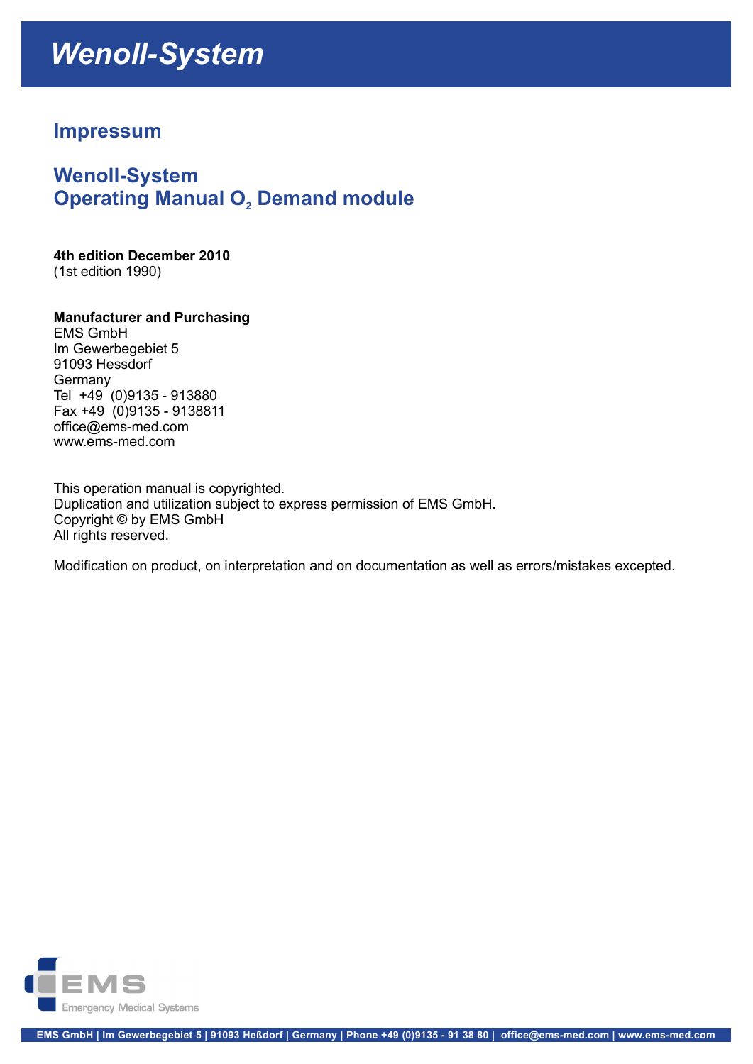# Impressum

## Wenoll-System
## Operating Manual $O_2$ Demand module

**4th edition December 2010**
(1st edition 1990)

**Manufacturer and Purchasing**
EMS GmbH
Im Gewerbegebiet 5
91093 Hessdorf
Germany
Tel +49 (0)9135 - 913880
Fax +49 (0)9135 - 9138811
office@ems-med.com
www.ems-med.com

This operation manual is copyrighted.
Duplication and utilization subject to express permission of EMS GmbH.
Copyright © by EMS GmbH
All rights reserved.

Modification on product, on interpretation and on documentation as well as errors/mistakes excepted.